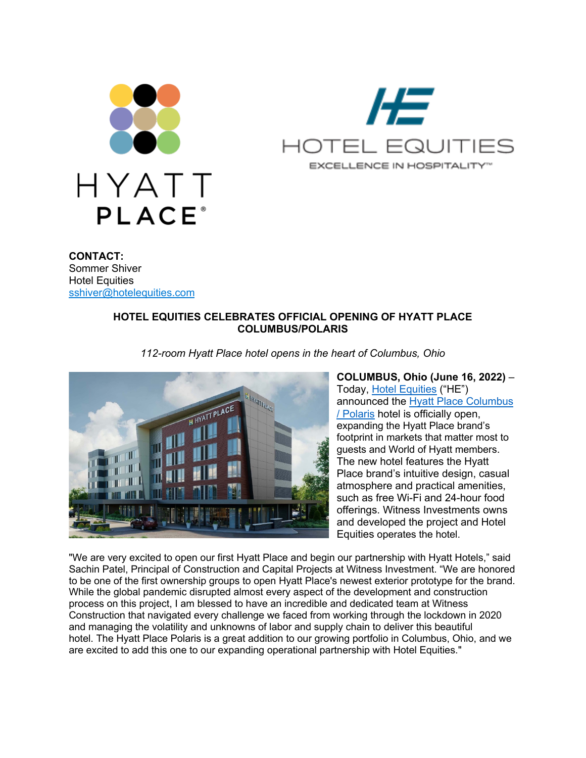**CONTACT:**
Sommer Shiver
Hotel Equities
[sshiver@hotelequities.com](mailto:sshiver@hotelequities.com)

## HOTEL EQUITIES CELEBRATES OFFICIAL OPENING OF HYATT PLACE COLUMBUS/POLARIS

*112-room Hyatt Place hotel opens in the heart of Columbus, Ohio*

**COLUMBUS, Ohio (June 16, 2022)** – Today, Hotel Equities ("HE") announced the Hyatt Place Columbus / Polaris hotel is officially open, expanding the Hyatt Place brand's footprint in markets that matter most to guests and World of Hyatt members. The new hotel features the Hyatt Place brand's intuitive design, casual atmosphere and practical amenities, such as free Wi-Fi and 24-hour food offerings. Witness Investments owns and developed the project and Hotel Equities operates the hotel.

"We are very excited to open our first Hyatt Place and begin our partnership with Hyatt Hotels," said Sachin Patel, Principal of Construction and Capital Projects at Witness Investment. "We are honored to be one of the first ownership groups to open Hyatt Place's newest exterior prototype for the brand. While the global pandemic disrupted almost every aspect of the development and construction process on this project, I am blessed to have an incredible and dedicated team at Witness Construction that navigated every challenge we faced from working through the lockdown in 2020 and managing the volatility and unknowns of labor and supply chain to deliver this beautiful hotel. The Hyatt Place Polaris is a great addition to our growing portfolio in Columbus, Ohio, and we are excited to add this one to our expanding operational partnership with Hotel Equities."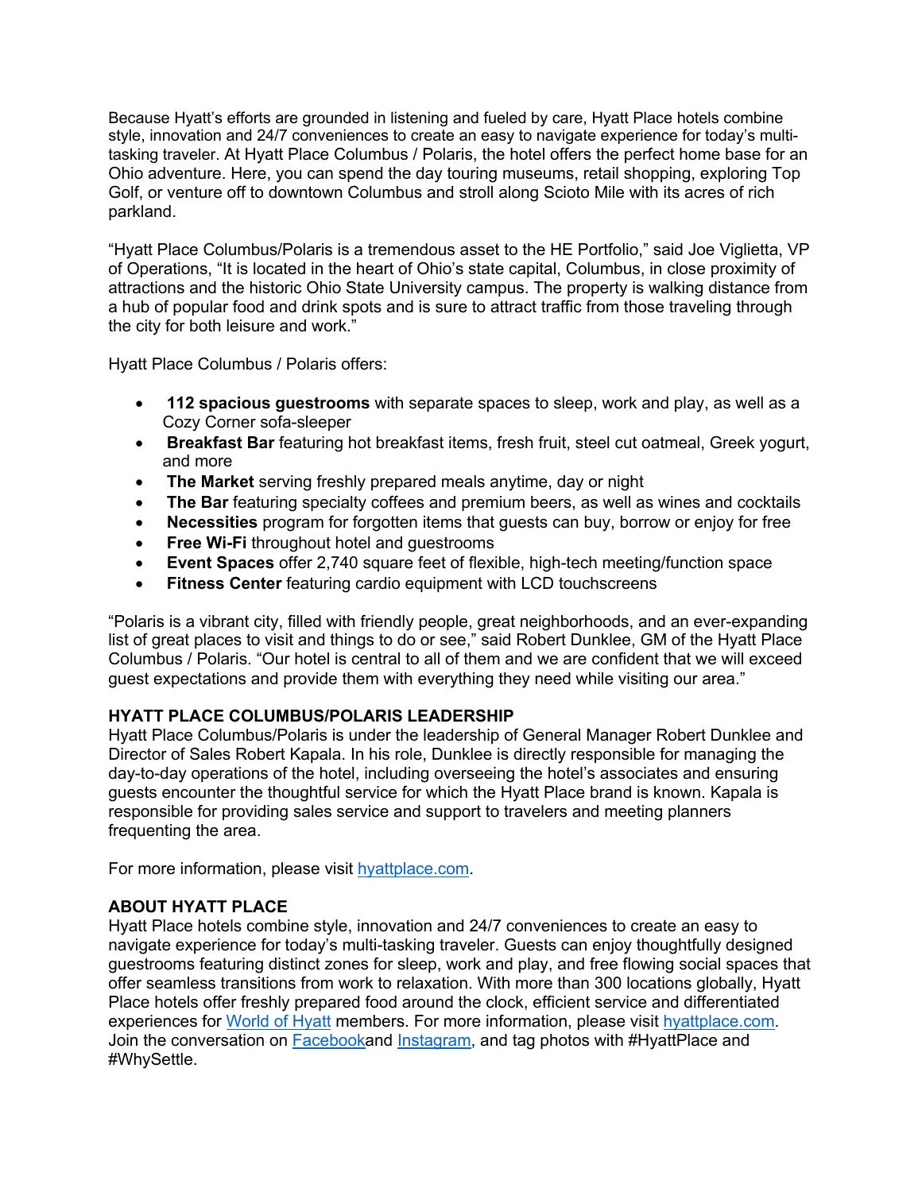Because Hyatt's efforts are grounded in listening and fueled by care, Hyatt Place hotels combine style, innovation and 24/7 conveniences to create an easy to navigate experience for today's multi-tasking traveler. At Hyatt Place Columbus / Polaris, the hotel offers the perfect home base for an Ohio adventure. Here, you can spend the day touring museums, retail shopping, exploring Top Golf, or venture off to downtown Columbus and stroll along Scioto Mile with its acres of rich parkland.

"Hyatt Place Columbus/Polaris is a tremendous asset to the HE Portfolio," said Joe Viglietta, VP of Operations, "It is located in the heart of Ohio's state capital, Columbus, in close proximity of attractions and the historic Ohio State University campus. The property is walking distance from a hub of popular food and drink spots and is sure to attract traffic from those traveling through the city for both leisure and work."

Hyatt Place Columbus / Polaris offers:

- **112 spacious guestrooms** with separate spaces to sleep, work and play, as well as a Cozy Corner sofa-sleeper
- **Breakfast Bar** featuring hot breakfast items, fresh fruit, steel cut oatmeal, Greek yogurt, and more
- **The Market** serving freshly prepared meals anytime, day or night
- **The Bar** featuring specialty coffees and premium beers, as well as wines and cocktails
- **Necessities** program for forgotten items that guests can buy, borrow or enjoy for free
- **Free Wi-Fi** throughout hotel and guestrooms
- **Event Spaces** offer 2,740 square feet of flexible, high-tech meeting/function space
- **Fitness Center** featuring cardio equipment with LCD touchscreens

"Polaris is a vibrant city, filled with friendly people, great neighborhoods, and an ever-expanding list of great places to visit and things to do or see," said Robert Dunklee, GM of the Hyatt Place Columbus / Polaris. "Our hotel is central to all of them and we are confident that we will exceed guest expectations and provide them with everything they need while visiting our area."

**HYATT PLACE COLUMBUS/POLARIS LEADERSHIP**

Hyatt Place Columbus/Polaris is under the leadership of General Manager Robert Dunklee and Director of Sales Robert Kapala. In his role, Dunklee is directly responsible for managing the day-to-day operations of the hotel, including overseeing the hotel's associates and ensuring guests encounter the thoughtful service for which the Hyatt Place brand is known. Kapala is responsible for providing sales service and support to travelers and meeting planners frequenting the area.

For more information, please visit [hyattplace.com](hyattplace.com).

**ABOUT HYATT PLACE**

Hyatt Place hotels combine style, innovation and 24/7 conveniences to create an easy to navigate experience for today's multi-tasking traveler. Guests can enjoy thoughtfully designed guestrooms featuring distinct zones for sleep, work and play, and free flowing social spaces that offer seamless transitions from work to relaxation. With more than 300 locations globally, Hyatt Place hotels offer freshly prepared food around the clock, efficient service and differentiated experiences for World of Hyatt members. For more information, please visit hyattplace.com. Join the conversation on Facebookand Instagram, and tag photos with #HyattPlace and #WhySettle.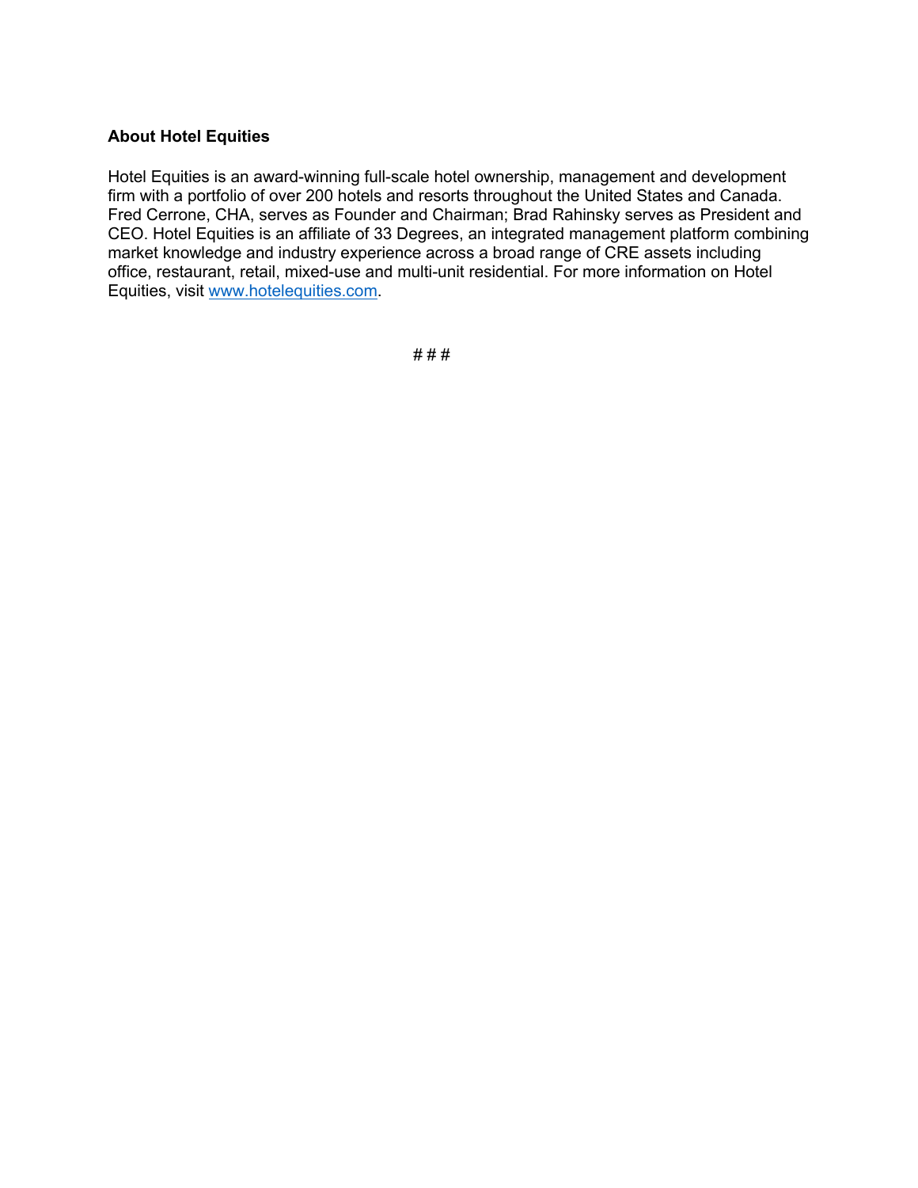**About Hotel Equities**

Hotel Equities is an award-winning full-scale hotel ownership, management and development firm with a portfolio of over 200 hotels and resorts throughout the United States and Canada. Fred Cerrone, CHA, serves as Founder and Chairman; Brad Rahinsky serves as President and CEO. Hotel Equities is an affiliate of 33 Degrees, an integrated management platform combining market knowledge and industry experience across a broad range of CRE assets including office, restaurant, retail, mixed-use and multi-unit residential. For more information on Hotel Equities, visit [www.hotelequities.com](http://www.hotelequities.com).

# # #